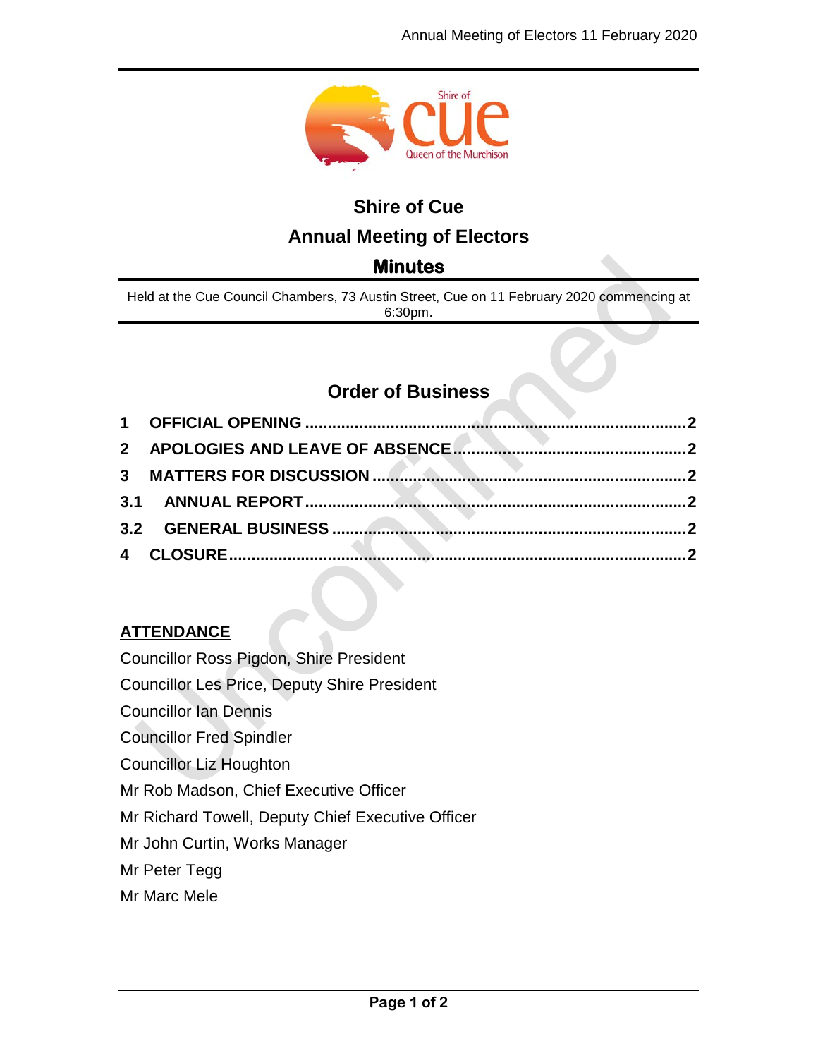# Shire of Cue

## Annual Meeting of Electors

### Minutes

Held at the Cue Council Chambers, 73 Austin Street, Cue on 11 February 2020 commencing at 6:30pm.

## Order of Business

**1 OFFICIAL OPENING .................................................................................2**

**2 APOLOGIES AND LEAVE OF ABSENCE...................................................2**

**3 MATTERS FOR DISCUSSION ...................................................................2**

**3.1 ANNUAL REPORT.................................................................................2**

**3.2 GENERAL BUSINESS ............................................................................2**

**4 CLOSURE..................................................................................................2**

**ATTENDANCE**

Councillor Ross Pigdon, Shire President

Councillor Les Price, Deputy Shire President

Councillor Ian Dennis

Councillor Fred Spindler

Councillor Liz Houghton

Mr Rob Madson, Chief Executive Officer

Mr Richard Towell, Deputy Chief Executive Officer

Mr John Curtin, Works Manager

Mr Peter Tegg

Mr Marc Mele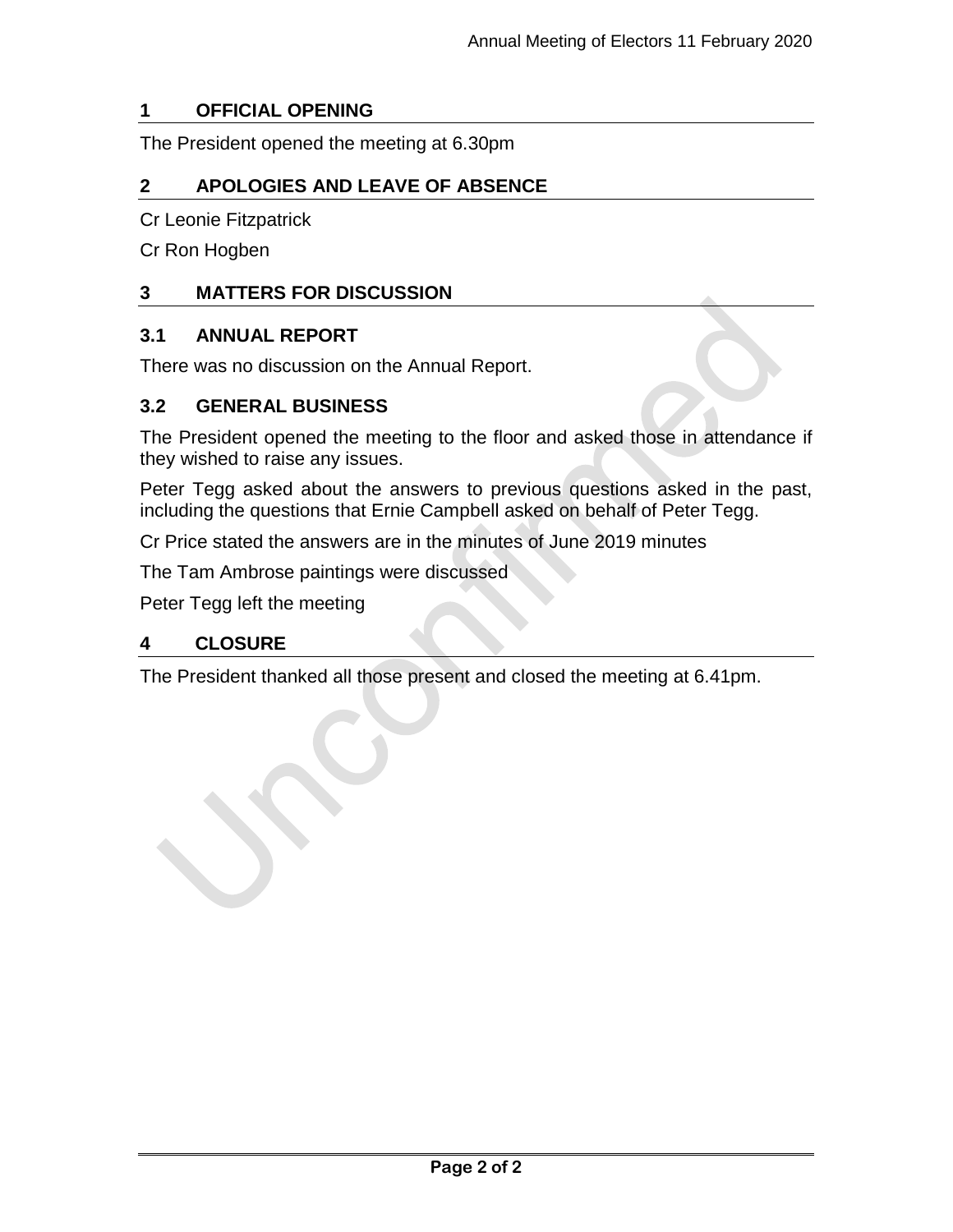## 1 OFFICIAL OPENING

The President opened the meeting at 6.30pm

## 2 APOLOGIES AND LEAVE OF ABSENCE

Cr Leonie Fitzpatrick

Cr Ron Hogben

## 3 MATTERS FOR DISCUSSION

### 3.1 ANNUAL REPORT

There was no discussion on the Annual Report.

### 3.2 GENERAL BUSINESS

The President opened the meeting to the floor and asked those in attendance if they wished to raise any issues.

Peter Tegg asked about the answers to previous questions asked in the past, including the questions that Ernie Campbell asked on behalf of Peter Tegg.

Cr Price stated the answers are in the minutes of June 2019 minutes

The Tam Ambrose paintings were discussed

Peter Tegg left the meeting

## 4 CLOSURE

The President thanked all those present and closed the meeting at 6.41pm.